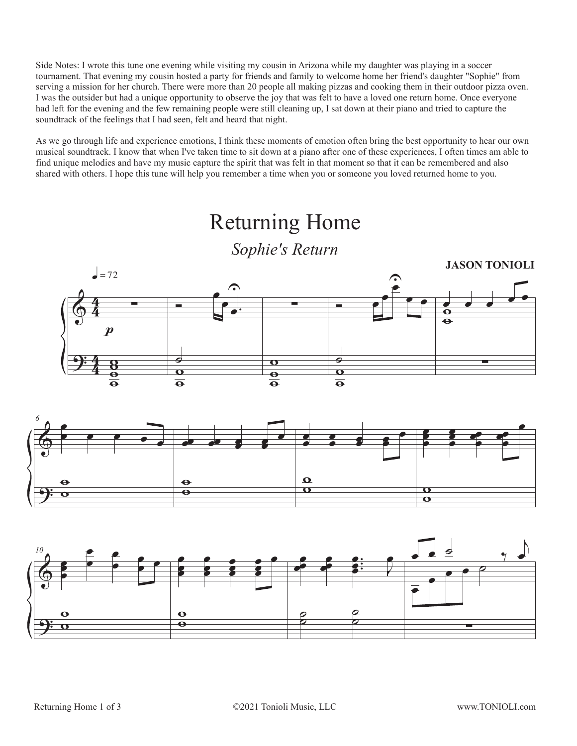Side Notes: I wrote this tune one evening while visiting my cousin in Arizona while my daughter was playing in a soccer tournament. That evening my cousin hosted a party for friends and family to welcome home her friend's daughter "Sophie" from serving a mission for her church. There were more than 20 people all making pizzas and cooking them in their outdoor pizza oven. I was the outsider but had a unique opportunity to observe the joy that was felt to have a loved one return home. Once everyone had left for the evening and the few remaining people were still cleaning up, I sat down at their piano and tried to capture the soundtrack of the feelings that I had seen, felt and heard that night.

As we go through life and experience emotions, I think these moments of emotion often bring the best opportunity to hear our own musical soundtrack. I know that when I've taken time to sit down at a piano after one of these experiences, I often times am able to find unique melodies and have my music capture the spirit that was felt in that moment so that it can be remembered and also shared with others. I hope this tune will help you remember a time when you or someone you loved returned home to you.

# Returning Home

## *Sophie's Return*

**JASON TONIOLI**

♩ = 72

*p*

6

10

©2021 Tonioli Music, LLC

www.TONIOLI.com